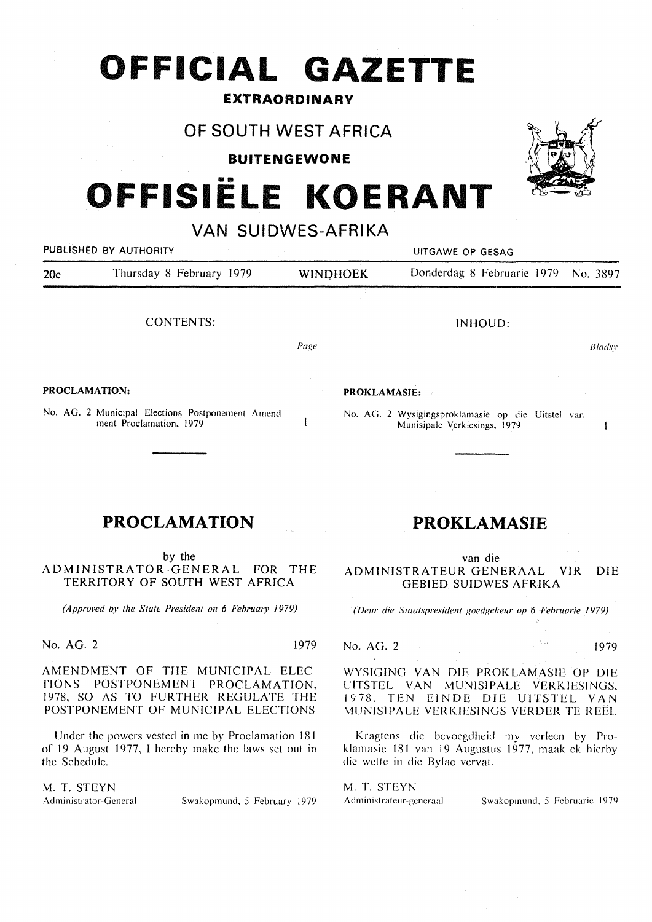# OFFICIAL GAZETTE

**EXTRAORDINARY**

## OF SOUTH WEST AFRICA

**BUITENGEWONE**

# OFFISIËLE KOERANT

## VAN SUIDWES-AFRIKA

PUBLISHED BY AUTHORITY — UITGAWE OP GESAG

20c — Thursday 8 February 1979 — WINDHOEK — Donderdag 8 Februarie 1979 — No. 3897

CONTENTS:

| | Page |
|---|---|
| **PROCLAMATION:** | |
| No. AG. 2 Municipal Elections Postponement Amendment Proclamation, 1979 | 1 |

INHOUD:

| | Bladsy |
|---|---|
| **PROKLAMASIE:** | |
| No. AG. 2 Wysigingsproklamasie op die Uitstel van Munisipale Verkiesings, 1979 | 1 |

## PROCLAMATION

by the
ADMINISTRATOR-GENERAL FOR THE TERRITORY OF SOUTH WEST AFRICA

*(Approved by the State President on 6 February 1979)*

No. AG. 2 — 1979

AMENDMENT OF THE MUNICIPAL ELECTIONS POSTPONEMENT PROCLAMATION, 1978, SO AS TO FURTHER REGULATE THE POSTPONEMENT OF MUNICIPAL ELECTIONS

Under the powers vested in me by Proclamation 181 of 19 August 1977, I hereby make the laws set out in the Schedule.

M. T. STEYN
Administrator-General — Swakopmund, 5 February 1979

## PROKLAMASIE

van die
ADMINISTRATEUR-GENERAAL VIR DIE GEBIED SUIDWES-AFRIKA

*(Deur die Staatspresident goedgekeur op 6 Februarie 1979)*

No. AG. 2 — 1979

WYSIGING VAN DIE PROKLAMASIE OP DIE UITSTEL VAN MUNISIPALE VERKIESINGS, 1978, TEN EINDE DIE UITSTEL VAN MUNISIPALE VERKIESINGS VERDER TE REËL

Kragtens die bevoegdheid my verleen by Proklamasie 181 van 19 Augustus 1977, maak ek hierby die wette in die Bylae vervat.

M. T. STEYN
Administrateur-generaal — Swakopmund, 5 Februarie 1979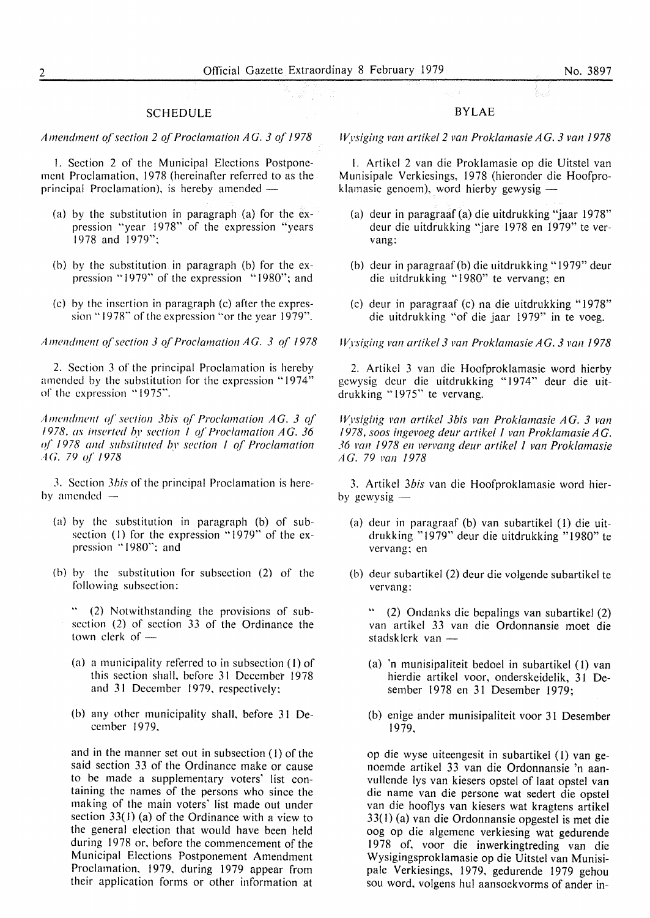## SCHEDULE

*Amendment of section 2 of Proclamation AG. 3 of 1978*

1. Section 2 of the Municipal Elections Postponement Proclamation, 1978 (hereinafter referred to as the principal Proclamation), is hereby amended —

(a) by the substitution in paragraph (a) for the expression "year 1978" of the expression "years 1978 and 1979";

(b) by the substitution in paragraph (b) for the expression "1979" of the expression "1980"; and

(c) by the insertion in paragraph (c) after the expression "1978" of the expression "or the year 1979".

*Amendment of section 3 of Proclamation AG. 3 of 1978*

2. Section 3 of the principal Proclamation is hereby amended by the substitution for the expression "1974" of the expression "1975".

*Amendment of section 3bis of Proclamation AG. 3 of 1978, as inserted by section 1 of Proclamation AG. 36 of 1978 and substituted by section 1 of Proclamation AG. 79 of 1978*

3. Section 3*bis* of the principal Proclamation is hereby amended —

(a) by the substitution in paragraph (b) of subsection (1) for the expression "1979" of the expression "1980"; and

(b) by the substitution for subsection (2) of the following subsection:

" (2) Notwithstanding the provisions of subsection (2) of section 33 of the Ordinance the town clerk of —

(a) a municipality referred to in subsection (1) of this section shall, before 31 December 1978 and 31 December 1979, respectively;

(b) any other municipality shall, before 31 December 1979,

and in the manner set out in subsection (1) of the said section 33 of the Ordinance make or cause to be made a supplementary voters' list containing the names of the persons who since the making of the main voters' list made out under section 33(1) (a) of the Ordinance with a view to the general election that would have been held during 1978 or, before the commencement of the Municipal Elections Postponement Amendment Proclamation, 1979, during 1979 appear from their application forms or other information at

## BYLAE

*Wysiging van artikel 2 van Proklamasie AG. 3 van 1978*

1. Artikel 2 van die Proklamasie op die Uitstel van Munisipale Verkiesings, 1978 (hieronder die Hoofproklamasie genoem), word hierby gewysig —

(a) deur in paragraaf (a) die uitdrukking "jaar 1978" deur die uitdrukking "jare 1978 en 1979" te vervang;

(b) deur in paragraaf (b) die uitdrukking "1979" deur die uitdrukking "1980" te vervang; en

(c) deur in paragraaf (c) na die uitdrukking "1978" die uitdrukking "of die jaar 1979" in te voeg.

*Wysiging van artikel 3 van Proklamasie AG. 3 van 1978*

2. Artikel 3 van die Hoofproklamasie word hierby gewysig deur die uitdrukking "1974" deur die uitdrukking "1975" te vervang.

*Wysiging van artikel 3bis van Proklamasie AG. 3 van 1978, soos ingevoeg deur artikel 1 van Proklamasie AG. 36 van 1978 en vervang deur artikel 1 van Proklamasie AG. 79 van 1978*

3. Artikel 3*bis* van die Hoofproklamasie word hierby gewysig —

(a) deur in paragraaf (b) van subartikel (1) die uitdrukking "1979" deur die uitdrukking "1980" te vervang; en

(b) deur subartikel (2) deur die volgende subartikel te vervang:

" (2) Ondanks die bepalings van subartikel (2) van artikel 33 van die Ordonnansie moet die stadsklerk van —

(a) 'n munisipaliteit bedoel in subartikel (1) van hierdie artikel voor, onderskeidelik, 31 Desember 1978 en 31 Desember 1979;

(b) enige ander munisipaliteit voor 31 Desember 1979,

op die wyse uiteengesit in subartikel (1) van genoemde artikel 33 van die Ordonnansie 'n aanvullende lys van kiesers opstel of laat opstel van die name van die persone wat sedert die opstel van die hooflys van kiesers wat kragtens artikel 33(1) (a) van die Ordonnansie opgestel is met die oog op die algemene verkiesing wat gedurende 1978 of, voor die inwerkingtreding van die Wysigingsproklamasie op die Uitstel van Munisipale Verkiesings, 1979, gedurende 1979 gehou sou word, volgens hul aansoekvorms of ander in-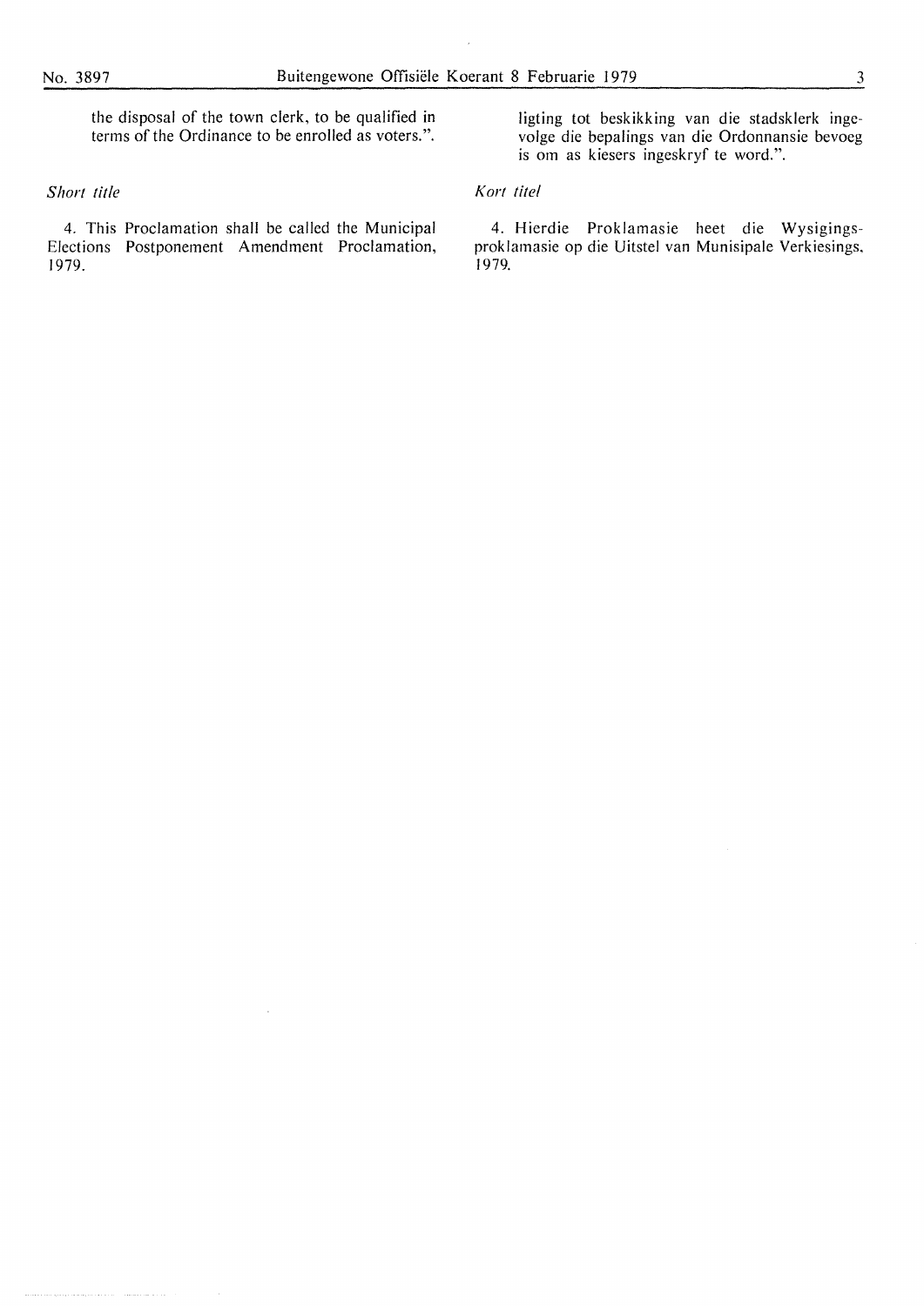the disposal of the town clerk, to be qualified in terms of the Ordinance to be enrolled as voters.".

*Short title*

4. This Proclamation shall be called the Municipal Elections Postponement Amendment Proclamation, 1979.

ligting tot beskikking van die stadsklerk ingevolge die bepalings van die Ordonnansie bevoeg is om as kiesers ingeskryf te word.".

*Kort titel*

4. Hierdie Proklamasie heet die Wysigingsproklamasie op die Uitstel van Munisipale Verkiesings, 1979.